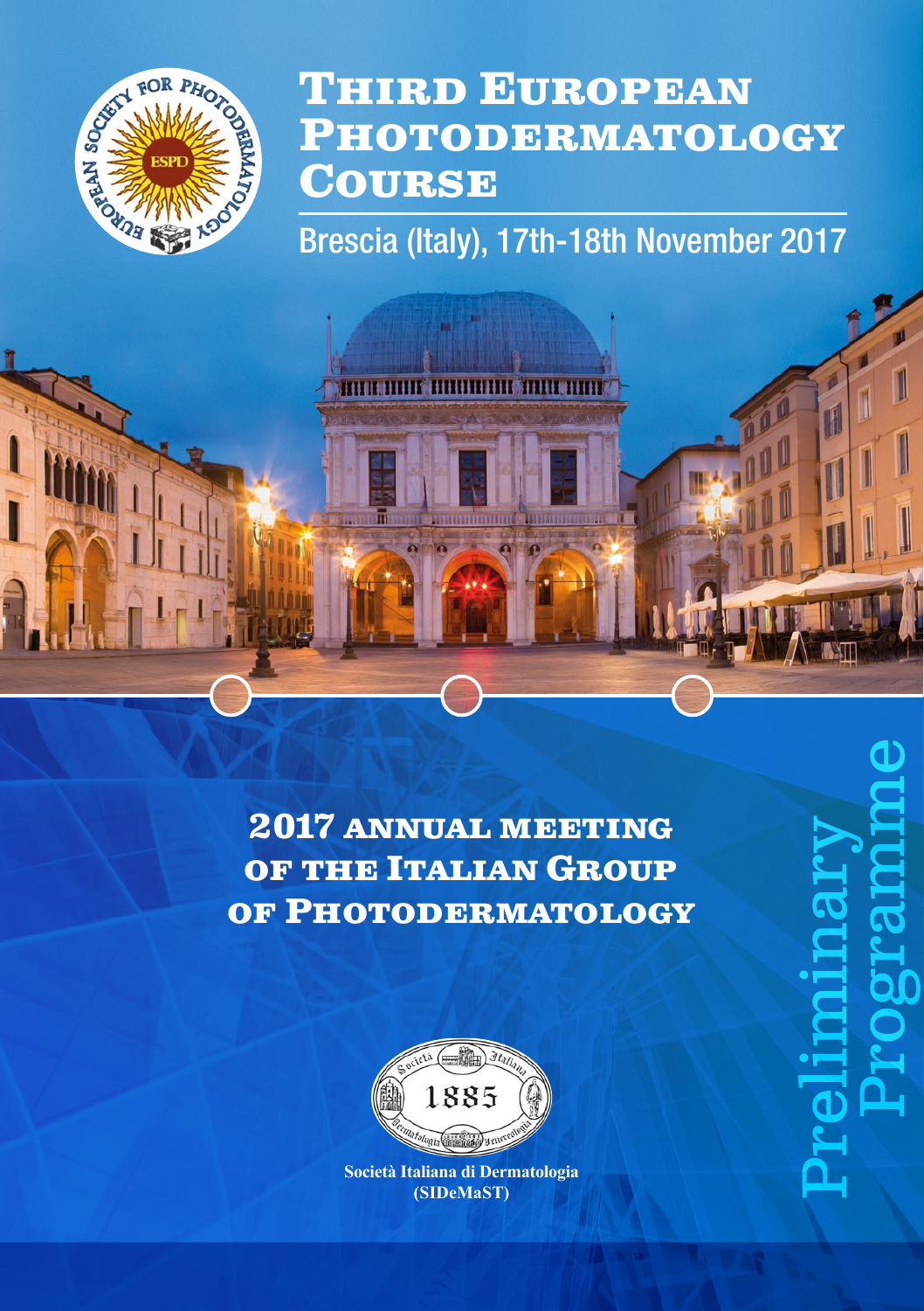# Third European Photodermatology Course

Brescia (Italy), 17th-18th November 2017

## 2017 annual meeting of the Italian Group of Photodermatology

**Società Italiana di Dermatologia (SIDeMaST)**

Preliminary Programme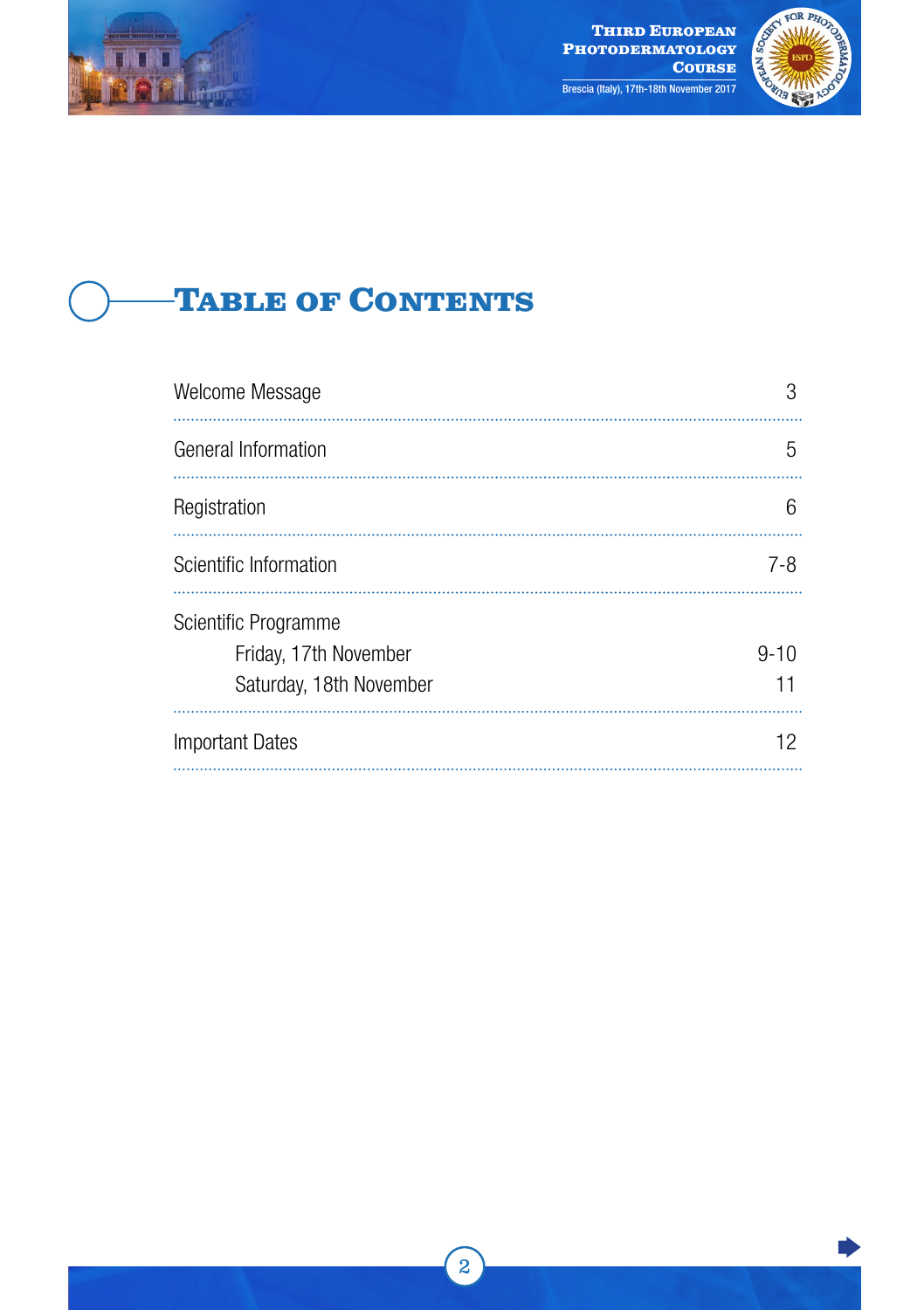# Table of Contents

| | |
|---|---|
| Welcome Message | 3 |
| General Information | 5 |
| Registration | 6 |
| Scientific Information | 7-8 |
| Scientific Programme | |
| Friday, 17th November | 9-10 |
| Saturday, 18th November | 11 |
| Important Dates | 12 |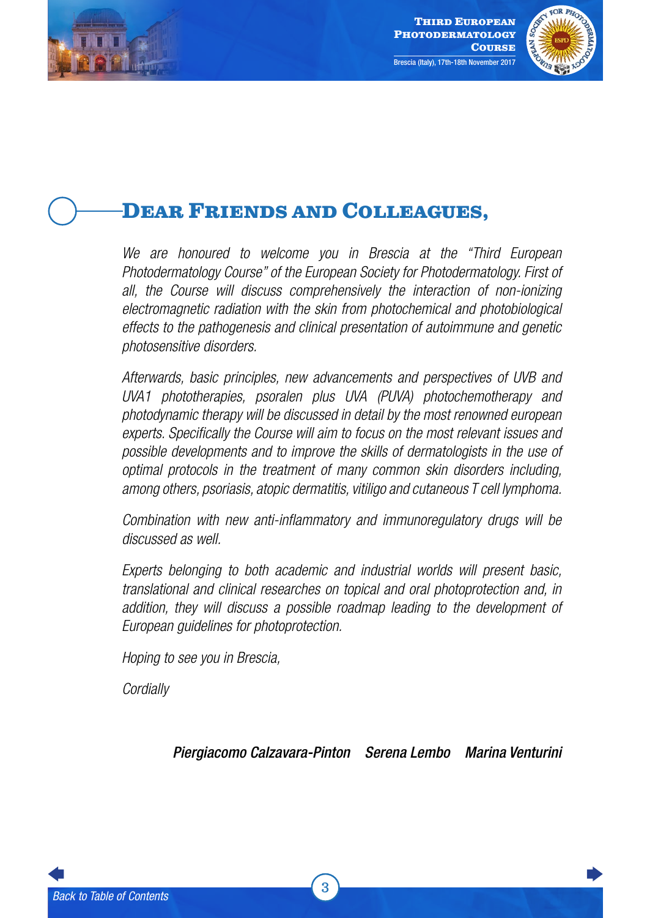# Dear Friends and Colleagues,

*We are honoured to welcome you in Brescia at the "Third European Photodermatology Course" of the European Society for Photodermatology. First of all, the Course will discuss comprehensively the interaction of non-ionizing electromagnetic radiation with the skin from photochemical and photobiological effects to the pathogenesis and clinical presentation of autoimmune and genetic photosensitive disorders.*

*Afterwards, basic principles, new advancements and perspectives of UVB and UVA1 phototherapies, psoralen plus UVA (PUVA) photochemotherapy and photodynamic therapy will be discussed in detail by the most renowned european experts. Specifically the Course will aim to focus on the most relevant issues and possible developments and to improve the skills of dermatologists in the use of optimal protocols in the treatment of many common skin disorders including, among others, psoriasis, atopic dermatitis, vitiligo and cutaneous T cell lymphoma.*

*Combination with new anti-inflammatory and immunoregulatory drugs will be discussed as well.*

*Experts belonging to both academic and industrial worlds will present basic, translational and clinical researches on topical and oral photoprotection and, in addition, they will discuss a possible roadmap leading to the development of European guidelines for photoprotection.*

*Hoping to see you in Brescia,*

*Cordially*

***Piergiacomo Calzavara-Pinton Serena Lembo Marina Venturini***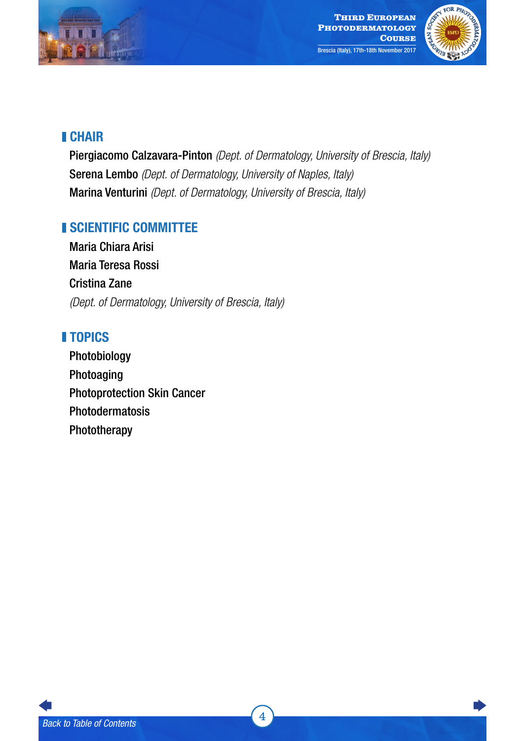## CHAIR

**Piergiacomo Calzavara-Pinton** *(Dept. of Dermatology, University of Brescia, Italy)*
**Serena Lembo** *(Dept. of Dermatology, University of Naples, Italy)*
**Marina Venturini** *(Dept. of Dermatology, University of Brescia, Italy)*

## SCIENTIFIC COMMITTEE

Maria Chiara Arisi
Maria Teresa Rossi
Cristina Zane
*(Dept. of Dermatology, University of Brescia, Italy)*

## TOPICS

Photobiology
Photoaging
Photoprotection Skin Cancer
Photodermatosis
Phototherapy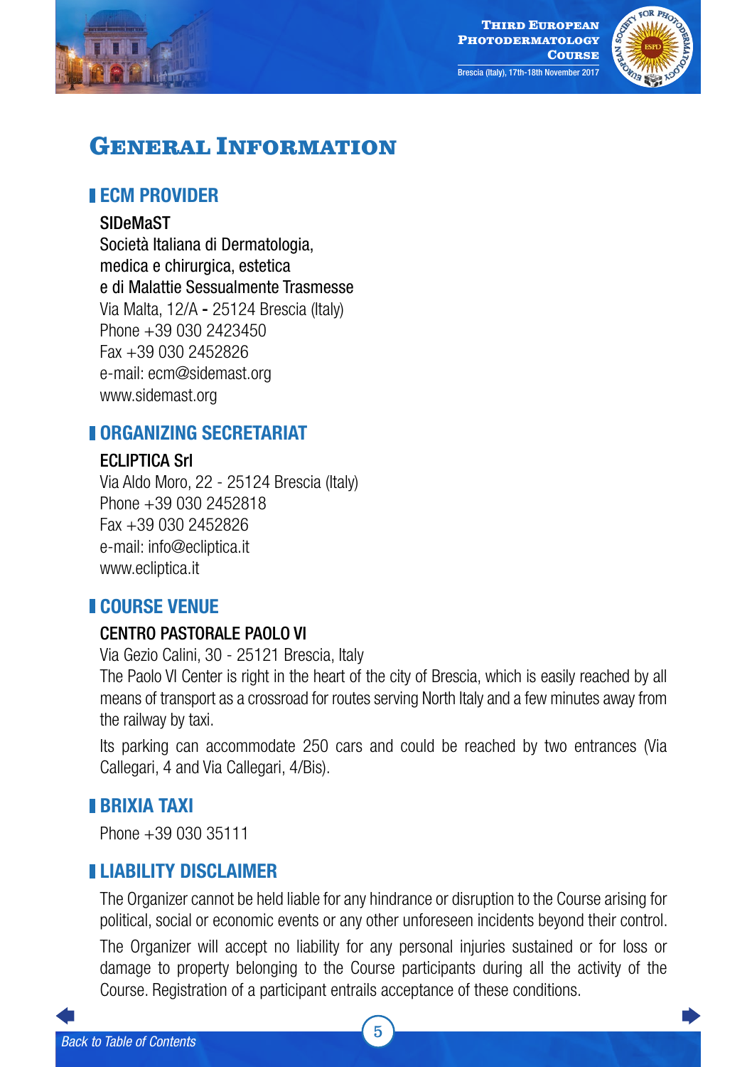# General Information

## ECM PROVIDER

SIDeMaST
Società Italiana di Dermatologia,
medica e chirurgica, estetica
e di Malattie Sessualmente Trasmesse
Via Malta, 12/A - 25124 Brescia (Italy)
Phone +39 030 2423450
Fax +39 030 2452826
e-mail: ecm@sidemast.org
www.sidemast.org

## ORGANIZING SECRETARIAT

ECLIPTICA Srl
Via Aldo Moro, 22 - 25124 Brescia (Italy)
Phone +39 030 2452818
Fax +39 030 2452826
e-mail: info@ecliptica.it
www.ecliptica.it

## COURSE VENUE

CENTRO PASTORALE PAOLO VI
Via Gezio Calini, 30 - 25121 Brescia, Italy
The Paolo VI Center is right in the heart of the city of Brescia, which is easily reached by all means of transport as a crossroad for routes serving North Italy and a few minutes away from the railway by taxi.

Its parking can accommodate 250 cars and could be reached by two entrances (Via Callegari, 4 and Via Callegari, 4/Bis).

## BRIXIA TAXI

Phone +39 030 35111

## LIABILITY DISCLAIMER

The Organizer cannot be held liable for any hindrance or disruption to the Course arising for political, social or economic events or any other unforeseen incidents beyond their control.

The Organizer will accept no liability for any personal injuries sustained or for loss or damage to property belonging to the Course participants during all the activity of the Course. Registration of a participant entrails acceptance of these conditions.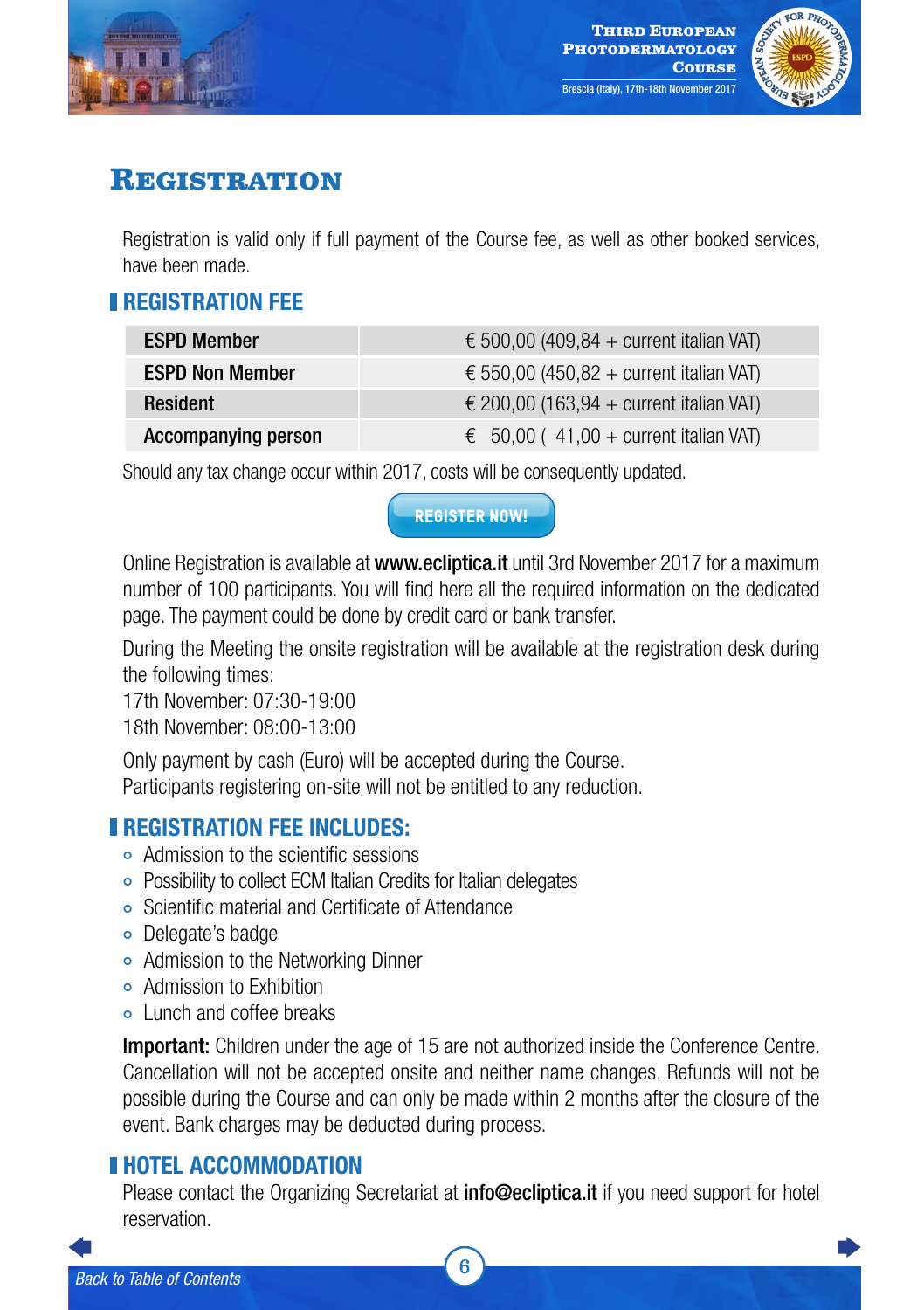# Registration

Registration is valid only if full payment of the Course fee, as well as other booked services, have been made.

## REGISTRATION FEE

| | |
|---|---|
| **ESPD Member** | € 500,00 (409,84 + current italian VAT) |
| **ESPD Non Member** | € 550,00 (450,82 + current italian VAT) |
| **Resident** | € 200,00 (163,94 + current italian VAT) |
| **Accompanying person** | € 50,00 ( 41,00 + current italian VAT) |

Should any tax change occur within 2017, costs will be consequently updated.

REGISTER NOW!

Online Registration is available at **www.ecliptica.it** until 3rd November 2017 for a maximum number of 100 participants. You will find here all the required information on the dedicated page. The payment could be done by credit card or bank transfer.

During the Meeting the onsite registration will be available at the registration desk during the following times:
17th November: 07:30-19:00
18th November: 08:00-13:00

Only payment by cash (Euro) will be accepted during the Course.
Participants registering on-site will not be entitled to any reduction.

## REGISTRATION FEE INCLUDES:

- Admission to the scientific sessions
- Possibility to collect ECM Italian Credits for Italian delegates
- Scientific material and Certificate of Attendance
- Delegate's badge
- Admission to the Networking Dinner
- Admission to Exhibition
- Lunch and coffee breaks

**Important:** Children under the age of 15 are not authorized inside the Conference Centre. Cancellation will not be accepted onsite and neither name changes. Refunds will not be possible during the Course and can only be made within 2 months after the closure of the event. Bank charges may be deducted during process.

## HOTEL ACCOMMODATION

Please contact the Organizing Secretariat at **info@ecliptica.it** if you need support for hotel reservation.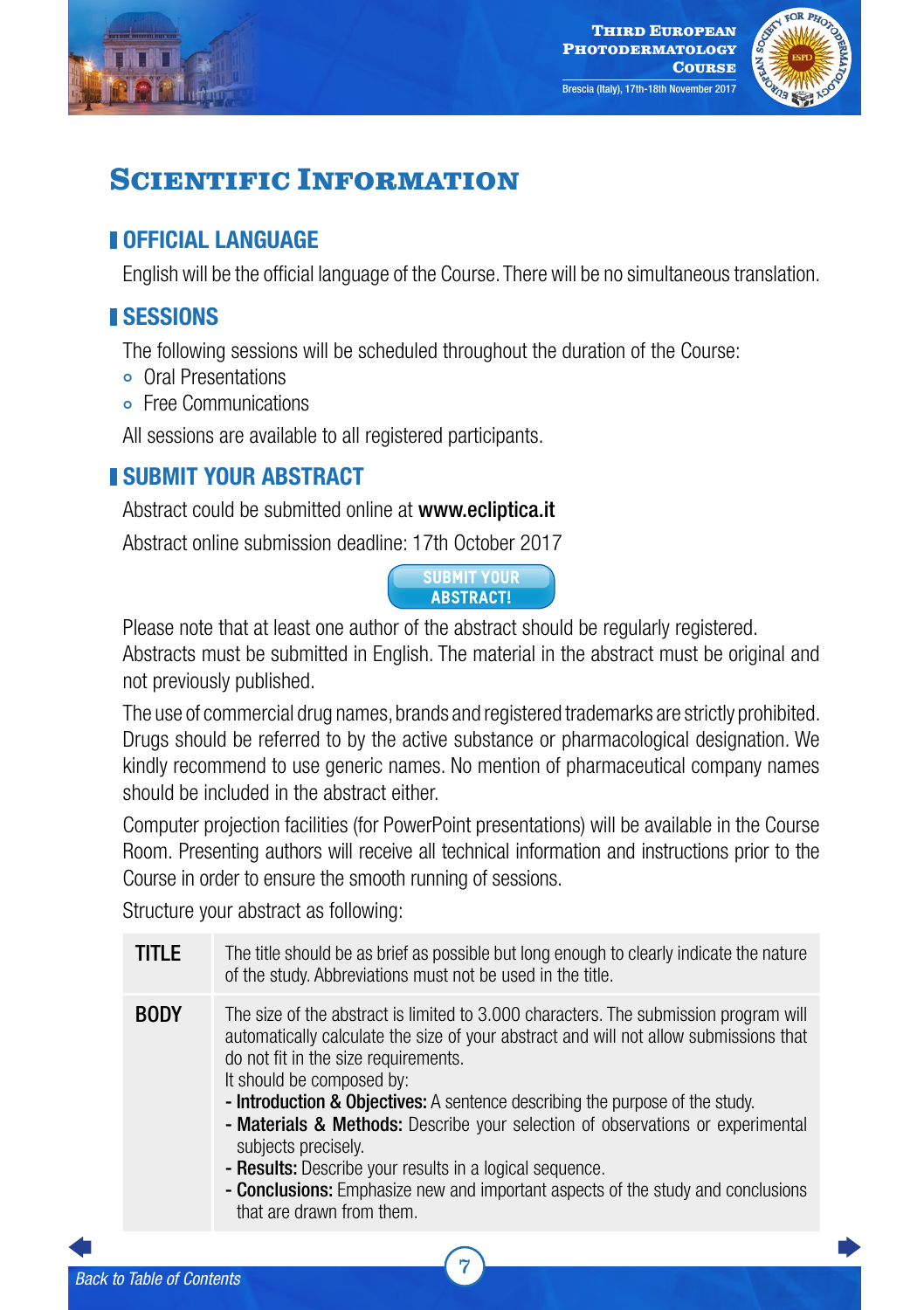# Scientific Information

## OFFICIAL LANGUAGE

English will be the official language of the Course. There will be no simultaneous translation.

## SESSIONS

The following sessions will be scheduled throughout the duration of the Course:

- Oral Presentations
- Free Communications

All sessions are available to all registered participants.

## SUBMIT YOUR ABSTRACT

Abstract could be submitted online at **www.ecliptica.it**

Abstract online submission deadline: 17th October 2017

**SUBMIT YOUR ABSTRACT!**

Please note that at least one author of the abstract should be regularly registered. Abstracts must be submitted in English. The material in the abstract must be original and not previously published.

The use of commercial drug names, brands and registered trademarks are strictly prohibited. Drugs should be referred to by the active substance or pharmacological designation. We kindly recommend to use generic names. No mention of pharmaceutical company names should be included in the abstract either.

Computer projection facilities (for PowerPoint presentations) will be available in the Course Room. Presenting authors will receive all technical information and instructions prior to the Course in order to ensure the smooth running of sessions.

Structure your abstract as following:

| | |
|---|---|
| **TITLE** | The title should be as brief as possible but long enough to clearly indicate the nature of the study. Abbreviations must not be used in the title. |
| **BODY** | The size of the abstract is limited to 3.000 characters. The submission program will automatically calculate the size of your abstract and will not allow submissions that do not fit in the size requirements.<br>It should be composed by:<br>- **Introduction & Objectives:** A sentence describing the purpose of the study.<br>- **Materials & Methods:** Describe your selection of observations or experimental subjects precisely.<br>- **Results:** Describe your results in a logical sequence.<br>- **Conclusions:** Emphasize new and important aspects of the study and conclusions that are drawn from them. |

*Back to Table of Contents*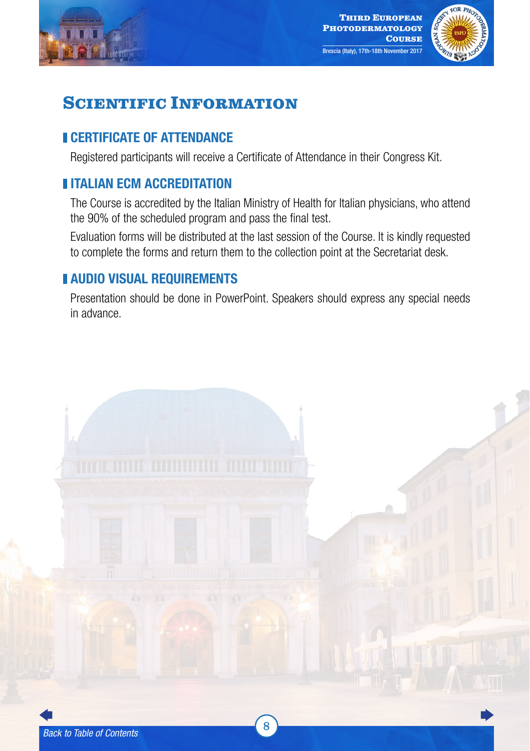# Scientific Information

## CERTIFICATE OF ATTENDANCE

Registered participants will receive a Certificate of Attendance in their Congress Kit.

## ITALIAN ECM ACCREDITATION

The Course is accredited by the Italian Ministry of Health for Italian physicians, who attend the 90% of the scheduled program and pass the final test.

Evaluation forms will be distributed at the last session of the Course. It is kindly requested to complete the forms and return them to the collection point at the Secretariat desk.

## AUDIO VISUAL REQUIREMENTS

Presentation should be done in PowerPoint. Speakers should express any special needs in advance.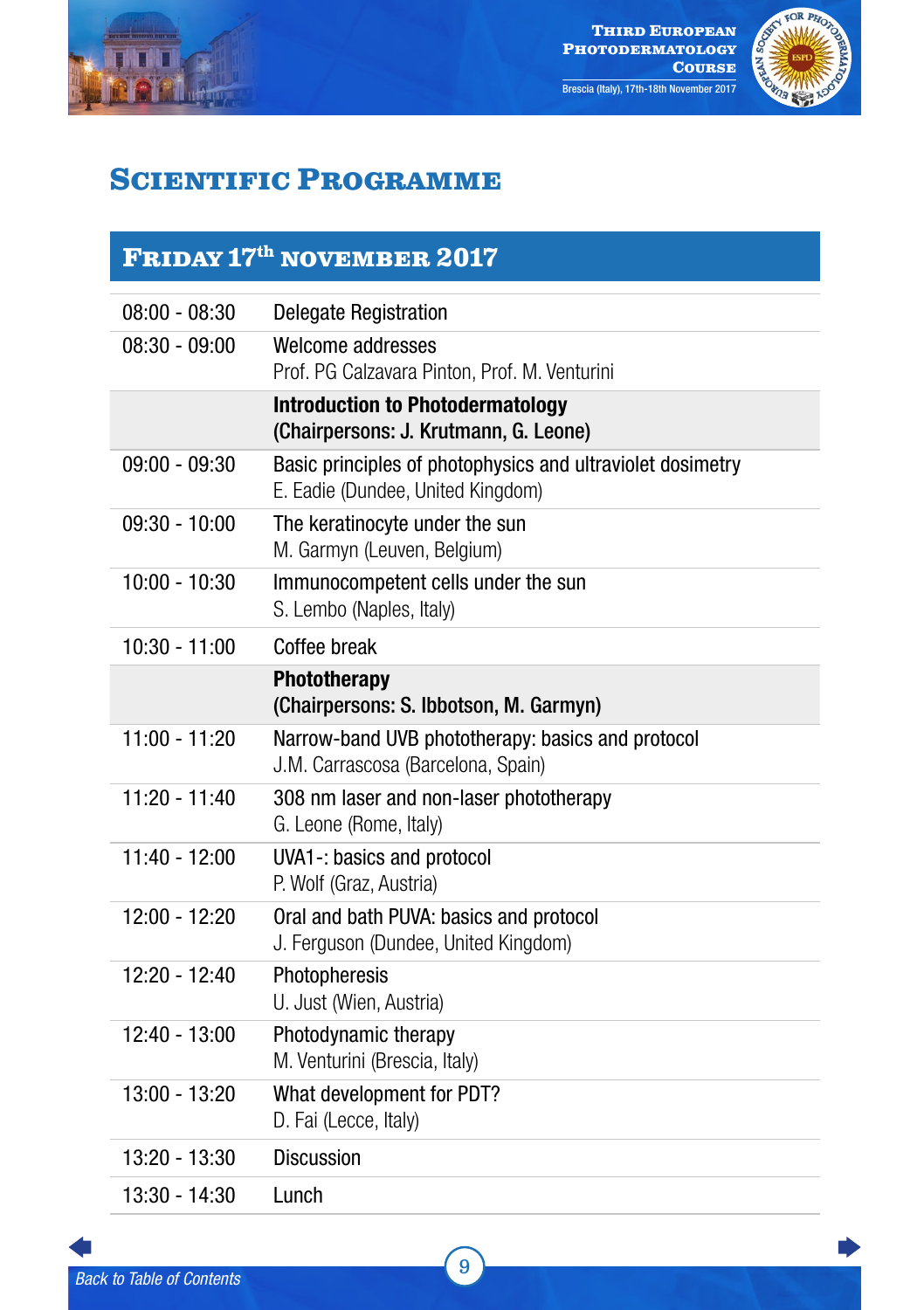# Scientific Programme

## Friday 17th November 2017

| Time | Session |
|---|---|
| 08:00 - 08:30 | Delegate Registration |
| 08:30 - 09:00 | Welcome addresses<br>Prof. PG Calzavara Pinton, Prof. M. Venturini |
| | **Introduction to Photodermatology**<br>**(Chairpersons: J. Krutmann, G. Leone)** |
| 09:00 - 09:30 | Basic principles of photophysics and ultraviolet dosimetry<br>E. Eadie (Dundee, United Kingdom) |
| 09:30 - 10:00 | The keratinocyte under the sun<br>M. Garmyn (Leuven, Belgium) |
| 10:00 - 10:30 | Immunocompetent cells under the sun<br>S. Lembo (Naples, Italy) |
| 10:30 - 11:00 | Coffee break |
| | **Phototherapy**<br>**(Chairpersons: S. Ibbotson, M. Garmyn)** |
| 11:00 - 11:20 | Narrow-band UVB phototherapy: basics and protocol<br>J.M. Carrascosa (Barcelona, Spain) |
| 11:20 - 11:40 | 308 nm laser and non-laser phototherapy<br>G. Leone (Rome, Italy) |
| 11:40 - 12:00 | UVA1-: basics and protocol<br>P. Wolf (Graz, Austria) |
| 12:00 - 12:20 | Oral and bath PUVA: basics and protocol<br>J. Ferguson (Dundee, United Kingdom) |
| 12:20 - 12:40 | Photopheresis<br>U. Just (Wien, Austria) |
| 12:40 - 13:00 | Photodynamic therapy<br>M. Venturini (Brescia, Italy) |
| 13:00 - 13:20 | What development for PDT?<br>D. Fai (Lecce, Italy) |
| 13:20 - 13:30 | Discussion |
| 13:30 - 14:30 | Lunch |

*Back to Table of Contents*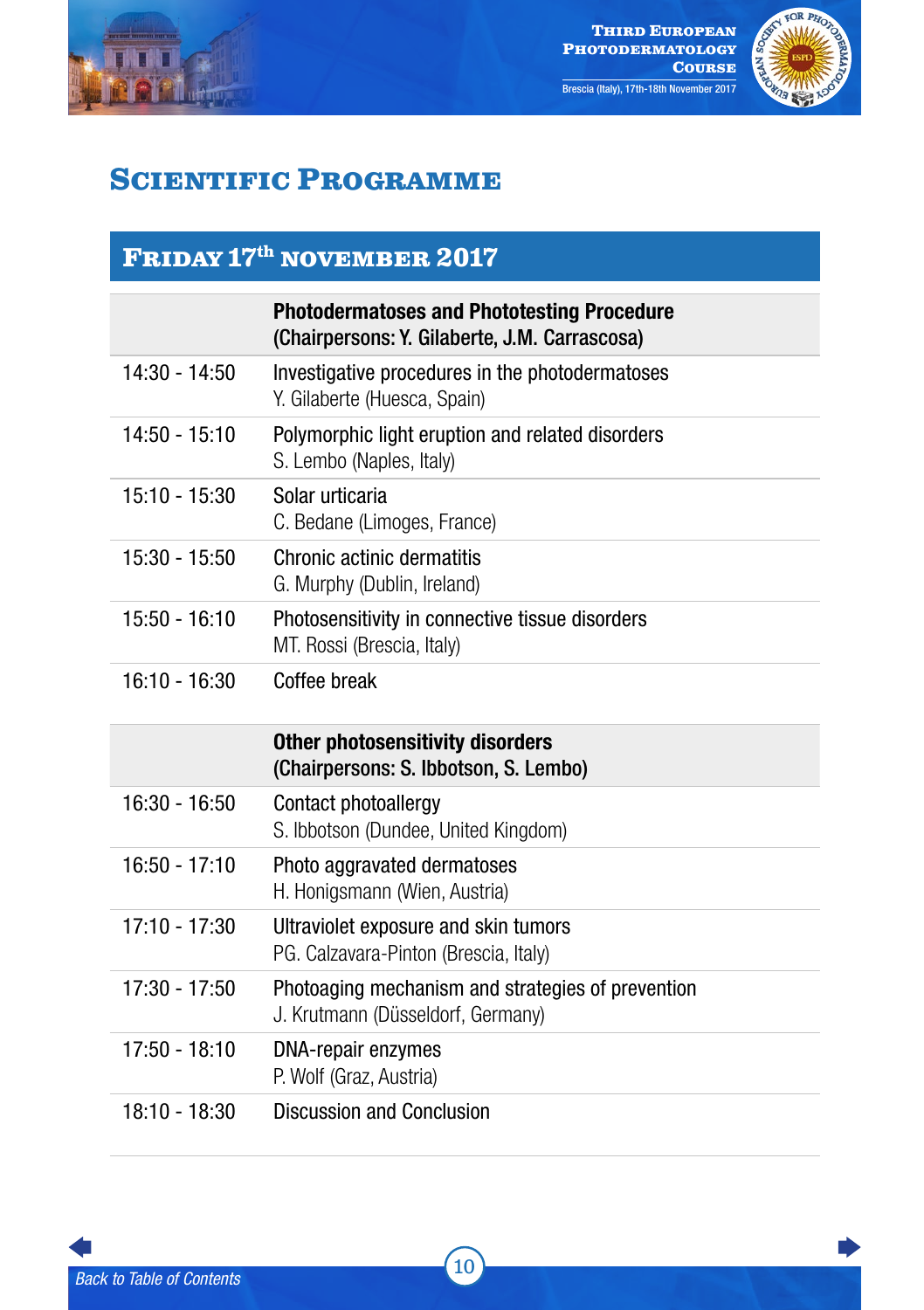# Scientific Programme

## Friday 17th November 2017

| | |
|---|---|
| | **Photodermatoses and Phototesting Procedure (Chairpersons: Y. Gilaberte, J.M. Carrascosa)** |
| 14:30 - 14:50 | Investigative procedures in the photodermatoses<br>Y. Gilaberte (Huesca, Spain) |
| 14:50 - 15:10 | Polymorphic light eruption and related disorders<br>S. Lembo (Naples, Italy) |
| 15:10 - 15:30 | Solar urticaria<br>C. Bedane (Limoges, France) |
| 15:30 - 15:50 | Chronic actinic dermatitis<br>G. Murphy (Dublin, Ireland) |
| 15:50 - 16:10 | Photosensitivity in connective tissue disorders<br>MT. Rossi (Brescia, Italy) |
| 16:10 - 16:30 | Coffee break |
| | **Other photosensitivity disorders (Chairpersons: S. Ibbotson, S. Lembo)** |
| 16:30 - 16:50 | Contact photoallergy<br>S. Ibbotson (Dundee, United Kingdom) |
| 16:50 - 17:10 | Photo aggravated dermatoses<br>H. Honigsmann (Wien, Austria) |
| 17:10 - 17:30 | Ultraviolet exposure and skin tumors<br>PG. Calzavara-Pinton (Brescia, Italy) |
| 17:30 - 17:50 | Photoaging mechanism and strategies of prevention<br>J. Krutmann (Düsseldorf, Germany) |
| 17:50 - 18:10 | DNA-repair enzymes<br>P. Wolf (Graz, Austria) |
| 18:10 - 18:30 | Discussion and Conclusion |

*Back to Table of Contents*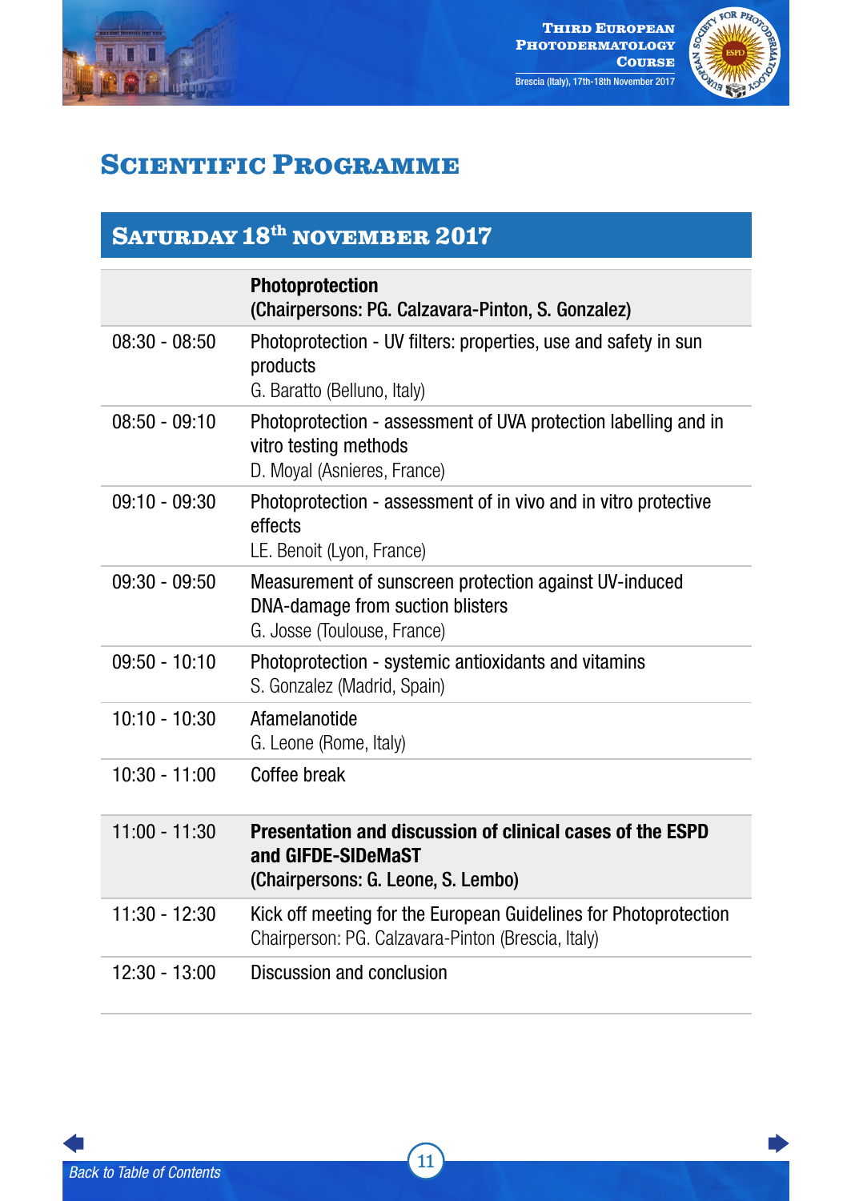# Scientific Programme

## Saturday 18th November 2017

| | |
|---|---|
| | **Photoprotection**<br>**(Chairpersons: PG. Calzavara-Pinton, S. Gonzalez)** |
| 08:30 - 08:50 | Photoprotection - UV filters: properties, use and safety in sun products<br>G. Baratto (Belluno, Italy) |
| 08:50 - 09:10 | Photoprotection - assessment of UVA protection labelling and in vitro testing methods<br>D. Moyal (Asnieres, France) |
| 09:10 - 09:30 | Photoprotection - assessment of in vivo and in vitro protective effects<br>LE. Benoit (Lyon, France) |
| 09:30 - 09:50 | Measurement of sunscreen protection against UV-induced DNA-damage from suction blisters<br>G. Josse (Toulouse, France) |
| 09:50 - 10:10 | Photoprotection - systemic antioxidants and vitamins<br>S. Gonzalez (Madrid, Spain) |
| 10:10 - 10:30 | Afamelanotide<br>G. Leone (Rome, Italy) |
| 10:30 - 11:00 | Coffee break |
| 11:00 - 11:30 | **Presentation and discussion of clinical cases of the ESPD and GIFDE-SIDeMaST**<br>**(Chairpersons: G. Leone, S. Lembo)** |
| 11:30 - 12:30 | Kick off meeting for the European Guidelines for Photoprotection<br>Chairperson: PG. Calzavara-Pinton (Brescia, Italy) |
| 12:30 - 13:00 | Discussion and conclusion |

*Back to Table of Contents*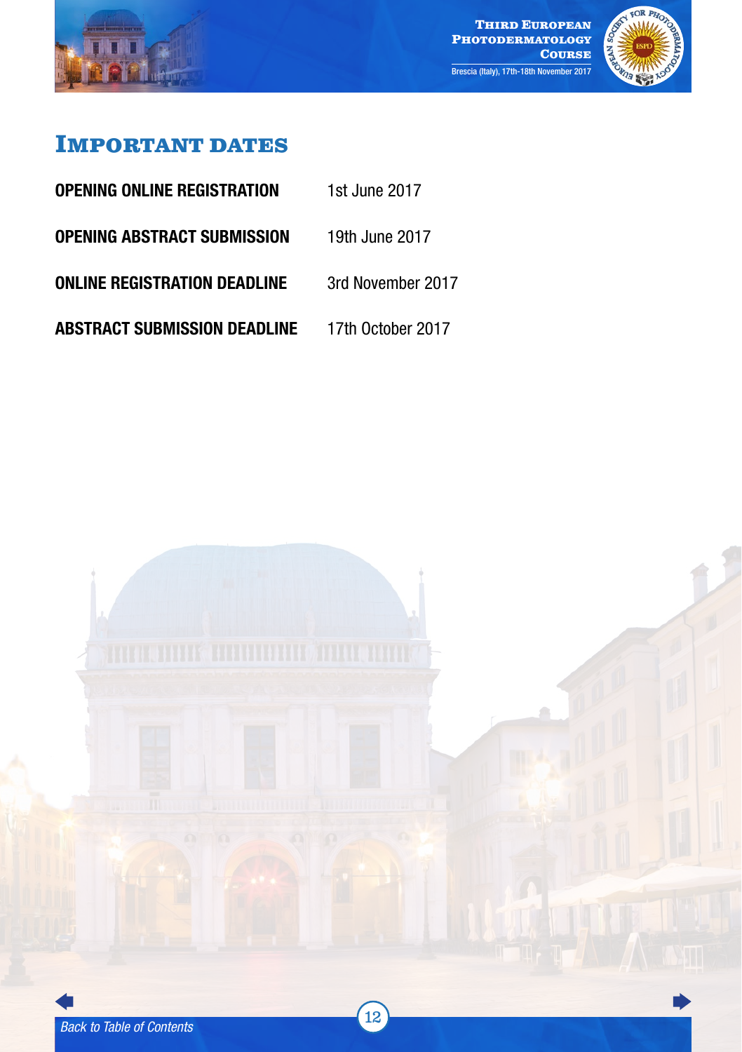# Important dates

| | |
|---|---|
| **OPENING ONLINE REGISTRATION** | 1st June 2017 |
| **OPENING ABSTRACT SUBMISSION** | 19th June 2017 |
| **ONLINE REGISTRATION DEADLINE** | 3rd November 2017 |
| **ABSTRACT SUBMISSION DEADLINE** | 17th October 2017 |

*Back to Table of Contents*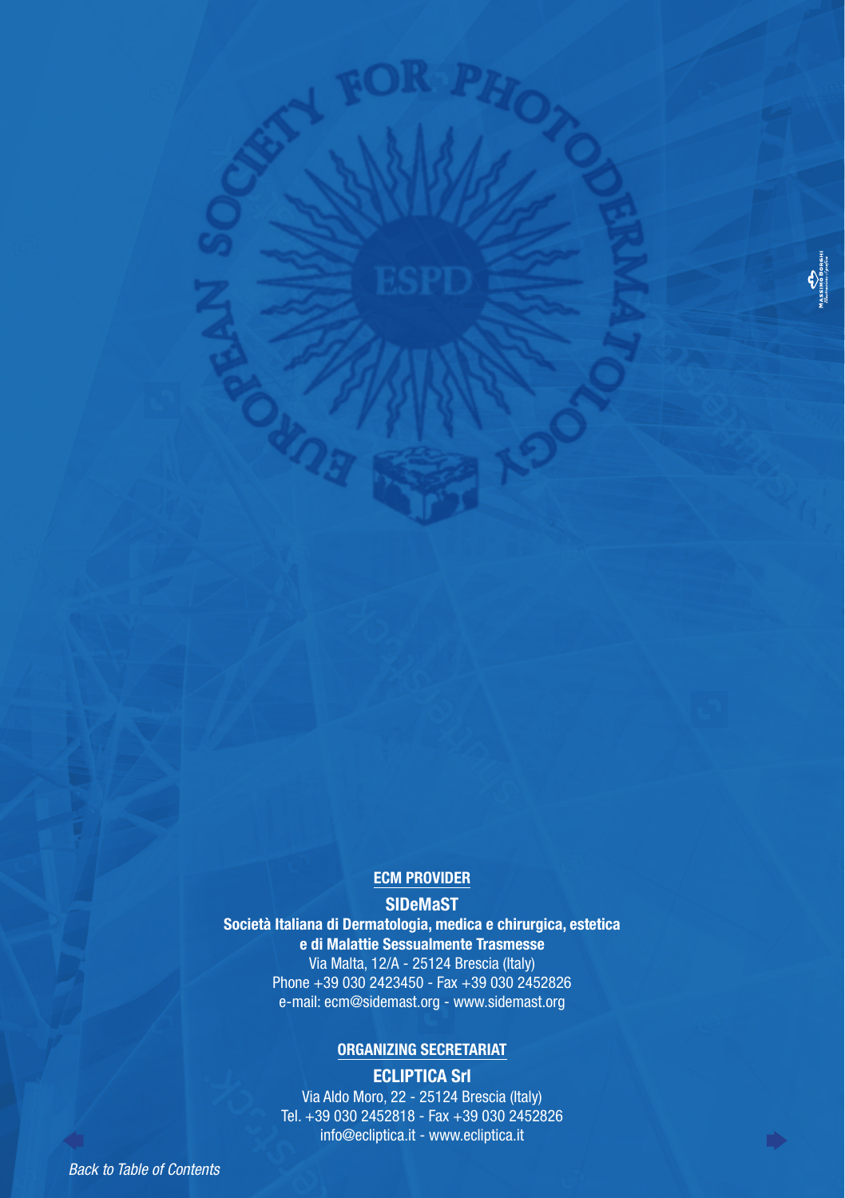**ECM PROVIDER**

**SIDeMaST**

**Società Italiana di Dermatologia, medica e chirurgica, estetica e di Malattie Sessualmente Trasmesse**

Via Malta, 12/A - 25124 Brescia (Italy)
Phone +39 030 2423450 - Fax +39 030 2452826
e-mail: ecm@sidemast.org - www.sidemast.org

**ORGANIZING SECRETARIAT**

**ECLIPTICA Srl**

Via Aldo Moro, 22 - 25124 Brescia (Italy)
Tel. +39 030 2452818 - Fax +39 030 2452826
info@ecliptica.it - www.ecliptica.it

*Back to Table of Contents*